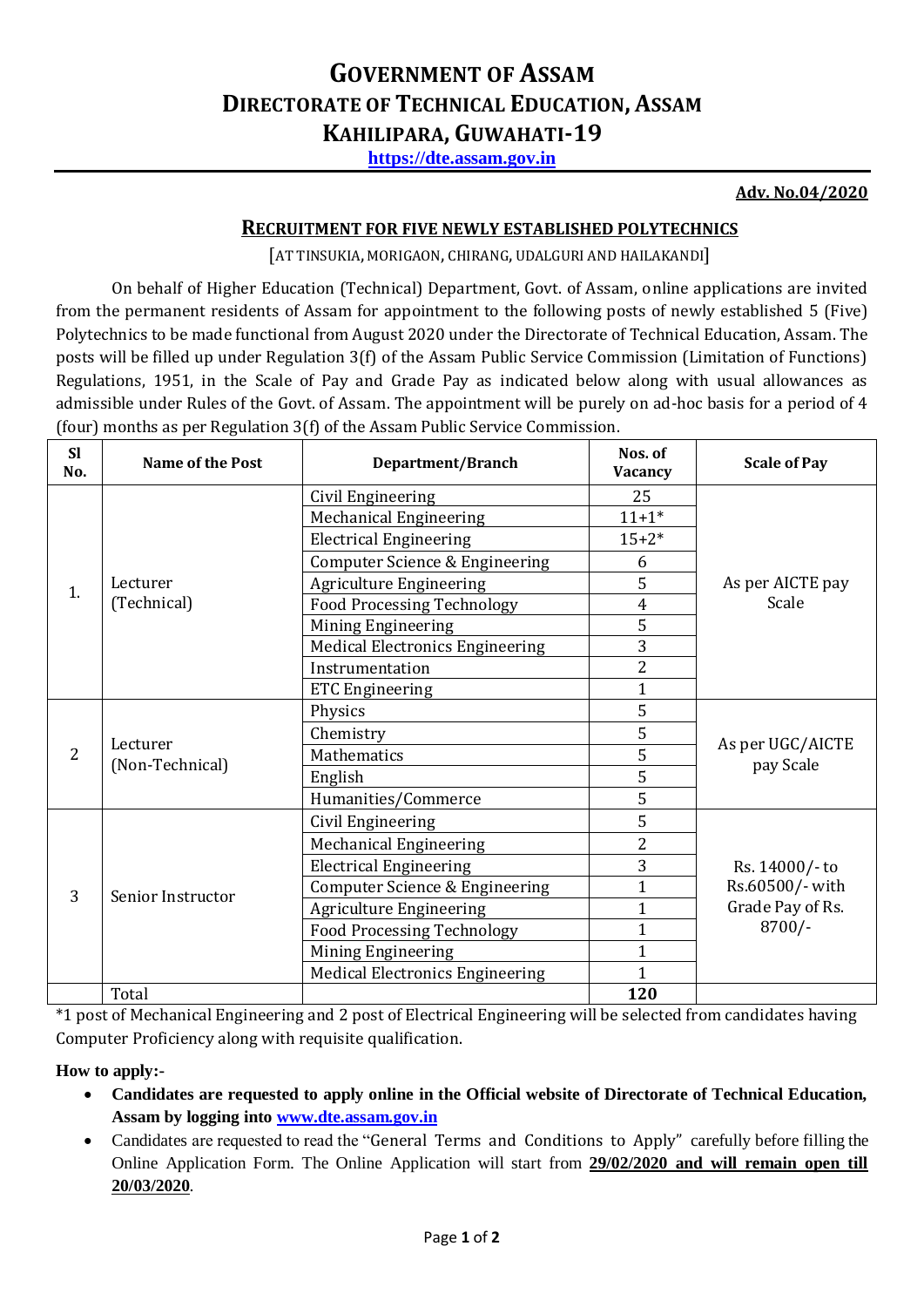# GOVERNMENT OF ASSAM
## DIRECTORATE OF TECHNICAL EDUCATION, ASSAM
## KAHILIPARA, GUWAHATI-19

https://dte.assam.gov.in

**Adv. No.04/2020**

### RECRUITMENT FOR FIVE NEWLY ESTABLISHED POLYTECHNICS

[AT TINSUKIA, MORIGAON, CHIRANG, UDALGURI AND HAILAKANDI]

On behalf of Higher Education (Technical) Department, Govt. of Assam, online applications are invited from the permanent residents of Assam for appointment to the following posts of newly established 5 (Five) Polytechnics to be made functional from August 2020 under the Directorate of Technical Education, Assam. The posts will be filled up under Regulation 3(f) of the Assam Public Service Commission (Limitation of Functions) Regulations, 1951, in the Scale of Pay and Grade Pay as indicated below along with usual allowances as admissible under Rules of the Govt. of Assam. The appointment will be purely on ad-hoc basis for a period of 4 (four) months as per Regulation 3(f) of the Assam Public Service Commission.

| Sl No. | Name of the Post | Department/Branch | Nos. of Vacancy | Scale of Pay |
|---|---|---|---|---|
| 1. | Lecturer (Technical) | Civil Engineering | 25 | As per AICTE pay Scale |
| | | Mechanical Engineering | 11+1* | |
| | | Electrical Engineering | 15+2* | |
| | | Computer Science & Engineering | 6 | |
| | | Agriculture Engineering | 5 | |
| | | Food Processing Technology | 4 | |
| | | Mining Engineering | 5 | |
| | | Medical Electronics Engineering | 3 | |
| | | Instrumentation | 2 | |
| | | ETC Engineering | 1 | |
| 2 | Lecturer (Non-Technical) | Physics | 5 | As per UGC/AICTE pay Scale |
| | | Chemistry | 5 | |
| | | Mathematics | 5 | |
| | | English | 5 | |
| | | Humanities/Commerce | 5 | |
| 3 | Senior Instructor | Civil Engineering | 5 | Rs. 14000/- to Rs.60500/- with Grade Pay of Rs. 8700/- |
| | | Mechanical Engineering | 2 | |
| | | Electrical Engineering | 3 | |
| | | Computer Science & Engineering | 1 | |
| | | Agriculture Engineering | 1 | |
| | | Food Processing Technology | 1 | |
| | | Mining Engineering | 1 | |
| | | Medical Electronics Engineering | 1 | |
| | Total | | **120** | |

*1 post of Mechanical Engineering and 2 post of Electrical Engineering will be selected from candidates having Computer Proficiency along with requisite qualification.

**How to apply:-**

- **Candidates are requested to apply online in the Official website of Directorate of Technical Education, Assam by logging into www.dte.assam.gov.in**
- Candidates are requested to read the "General Terms and Conditions to Apply" carefully before filling the Online Application Form. The Online Application will start from **29/02/2020 and will remain open till 20/03/2020**.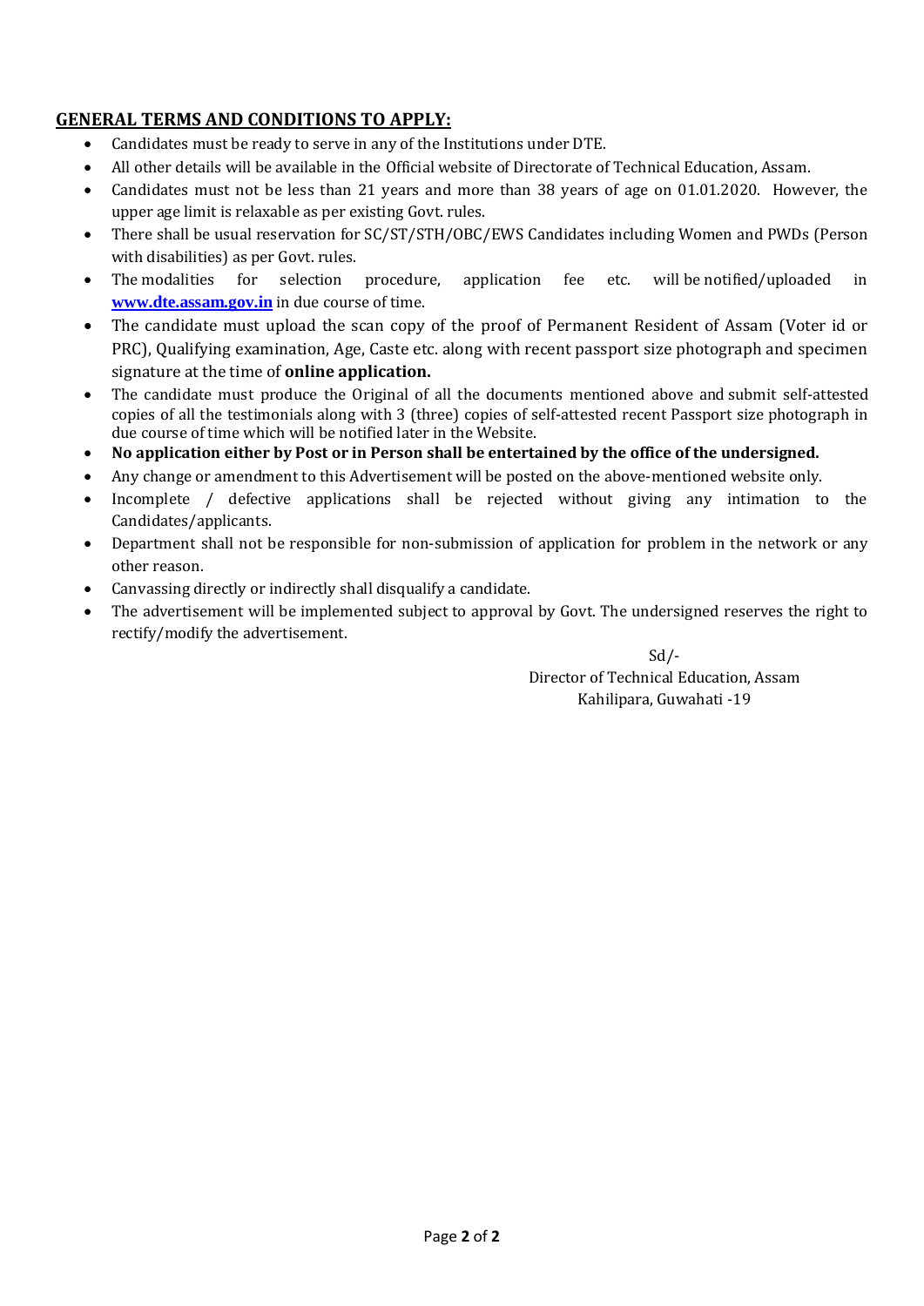## GENERAL TERMS AND CONDITIONS TO APPLY:

- Candidates must be ready to serve in any of the Institutions under DTE.
- All other details will be available in the Official website of Directorate of Technical Education, Assam.
- Candidates must not be less than 21 years and more than 38 years of age on 01.01.2020. However, the upper age limit is relaxable as per existing Govt. rules.
- There shall be usual reservation for SC/ST/STH/OBC/EWS Candidates including Women and PWDs (Person with disabilities) as per Govt. rules.
- The modalities for selection procedure, application fee etc. will be notified/uploaded in **www.dte.assam.gov.in** in due course of time.
- The candidate must upload the scan copy of the proof of Permanent Resident of Assam (Voter id or PRC), Qualifying examination, Age, Caste etc. along with recent passport size photograph and specimen signature at the time of **online application.**
- The candidate must produce the Original of all the documents mentioned above and submit self-attested copies of all the testimonials along with 3 (three) copies of self-attested recent Passport size photograph in due course of time which will be notified later in the Website.
- **No application either by Post or in Person shall be entertained by the office of the undersigned.**
- Any change or amendment to this Advertisement will be posted on the above-mentioned website only.
- Incomplete / defective applications shall be rejected without giving any intimation to the Candidates/applicants.
- Department shall not be responsible for non-submission of application for problem in the network or any other reason.
- Canvassing directly or indirectly shall disqualify a candidate.
- The advertisement will be implemented subject to approval by Govt. The undersigned reserves the right to rectify/modify the advertisement.

Sd/-
Director of Technical Education, Assam
Kahilipara, Guwahati -19